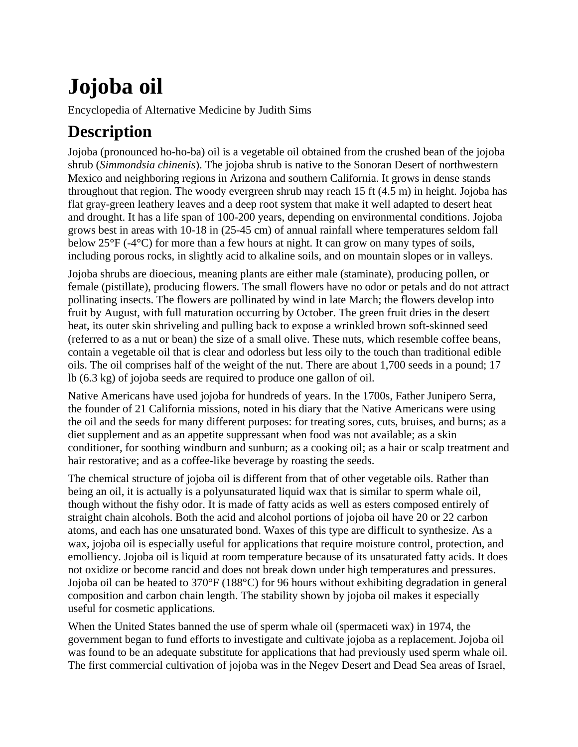# Jojoba oil

Encyclopedia of Alternative Medicine by Judith Sims

## Description

Jojoba (pronounced ho-ho-ba) oil is a vegetable oil obtained from the crushed bean of the jojoba shrub (*Simmondsia chinenis*). The jojoba shrub is native to the Sonoran Desert of northwestern Mexico and neighboring regions in Arizona and southern California. It grows in dense stands throughout that region. The woody evergreen shrub may reach 15 ft (4.5 m) in height. Jojoba has flat gray-green leathery leaves and a deep root system that make it well adapted to desert heat and drought. It has a life span of 100-200 years, depending on environmental conditions. Jojoba grows best in areas with 10-18 in (25-45 cm) of annual rainfall where temperatures seldom fall below 25°F (-4°C) for more than a few hours at night. It can grow on many types of soils, including porous rocks, in slightly acid to alkaline soils, and on mountain slopes or in valleys.

Jojoba shrubs are dioecious, meaning plants are either male (staminate), producing pollen, or female (pistillate), producing flowers. The small flowers have no odor or petals and do not attract pollinating insects. The flowers are pollinated by wind in late March; the flowers develop into fruit by August, with full maturation occurring by October. The green fruit dries in the desert heat, its outer skin shriveling and pulling back to expose a wrinkled brown soft-skinned seed (referred to as a nut or bean) the size of a small olive. These nuts, which resemble coffee beans, contain a vegetable oil that is clear and odorless but less oily to the touch than traditional edible oils. The oil comprises half of the weight of the nut. There are about 1,700 seeds in a pound; 17 lb (6.3 kg) of jojoba seeds are required to produce one gallon of oil.

Native Americans have used jojoba for hundreds of years. In the 1700s, Father Junipero Serra, the founder of 21 California missions, noted in his diary that the Native Americans were using the oil and the seeds for many different purposes: for treating sores, cuts, bruises, and burns; as a diet supplement and as an appetite suppressant when food was not available; as a skin conditioner, for soothing windburn and sunburn; as a cooking oil; as a hair or scalp treatment and hair restorative; and as a coffee-like beverage by roasting the seeds.

The chemical structure of jojoba oil is different from that of other vegetable oils. Rather than being an oil, it is actually is a polyunsaturated liquid wax that is similar to sperm whale oil, though without the fishy odor. It is made of fatty acids as well as esters composed entirely of straight chain alcohols. Both the acid and alcohol portions of jojoba oil have 20 or 22 carbon atoms, and each has one unsaturated bond. Waxes of this type are difficult to synthesize. As a wax, jojoba oil is especially useful for applications that require moisture control, protection, and emolliency. Jojoba oil is liquid at room temperature because of its unsaturated fatty acids. It does not oxidize or become rancid and does not break down under high temperatures and pressures. Jojoba oil can be heated to 370°F (188°C) for 96 hours without exhibiting degradation in general composition and carbon chain length. The stability shown by jojoba oil makes it especially useful for cosmetic applications.

When the United States banned the use of sperm whale oil (spermaceti wax) in 1974, the government began to fund efforts to investigate and cultivate jojoba as a replacement. Jojoba oil was found to be an adequate substitute for applications that had previously used sperm whale oil. The first commercial cultivation of jojoba was in the Negev Desert and Dead Sea areas of Israel,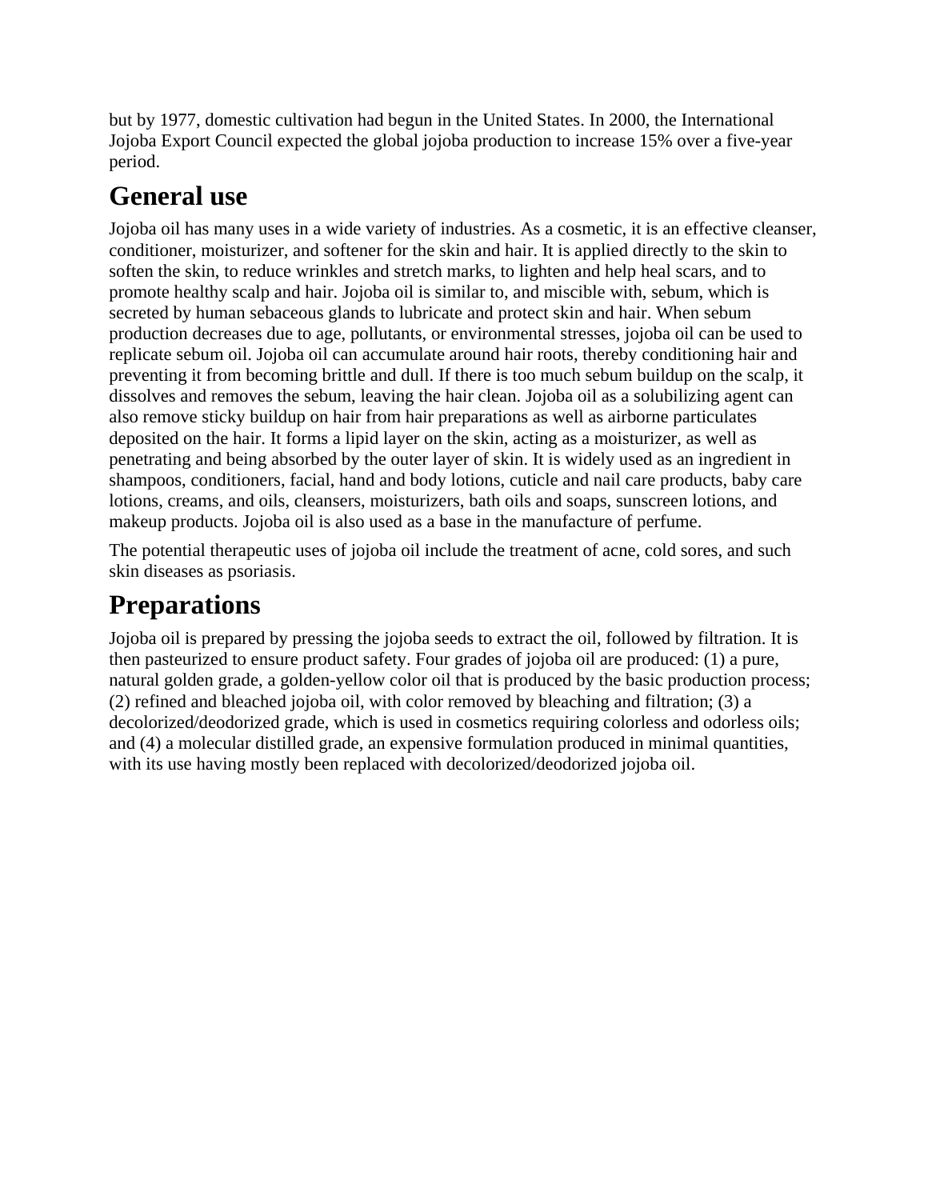but by 1977, domestic cultivation had begun in the United States. In 2000, the International Jojoba Export Council expected the global jojoba production to increase 15% over a five-year period.

# General use

Jojoba oil has many uses in a wide variety of industries. As a cosmetic, it is an effective cleanser, conditioner, moisturizer, and softener for the skin and hair. It is applied directly to the skin to soften the skin, to reduce wrinkles and stretch marks, to lighten and help heal scars, and to promote healthy scalp and hair. Jojoba oil is similar to, and miscible with, sebum, which is secreted by human sebaceous glands to lubricate and protect skin and hair. When sebum production decreases due to age, pollutants, or environmental stresses, jojoba oil can be used to replicate sebum oil. Jojoba oil can accumulate around hair roots, thereby conditioning hair and preventing it from becoming brittle and dull. If there is too much sebum buildup on the scalp, it dissolves and removes the sebum, leaving the hair clean. Jojoba oil as a solubilizing agent can also remove sticky buildup on hair from hair preparations as well as airborne particulates deposited on the hair. It forms a lipid layer on the skin, acting as a moisturizer, as well as penetrating and being absorbed by the outer layer of skin. It is widely used as an ingredient in shampoos, conditioners, facial, hand and body lotions, cuticle and nail care products, baby care lotions, creams, and oils, cleansers, moisturizers, bath oils and soaps, sunscreen lotions, and makeup products. Jojoba oil is also used as a base in the manufacture of perfume.

The potential therapeutic uses of jojoba oil include the treatment of acne, cold sores, and such skin diseases as psoriasis.

# Preparations

Jojoba oil is prepared by pressing the jojoba seeds to extract the oil, followed by filtration. It is then pasteurized to ensure product safety. Four grades of jojoba oil are produced: (1) a pure, natural golden grade, a golden-yellow color oil that is produced by the basic production process; (2) refined and bleached jojoba oil, with color removed by bleaching and filtration; (3) a decolorized/deodorized grade, which is used in cosmetics requiring colorless and odorless oils; and (4) a molecular distilled grade, an expensive formulation produced in minimal quantities, with its use having mostly been replaced with decolorized/deodorized jojoba oil.